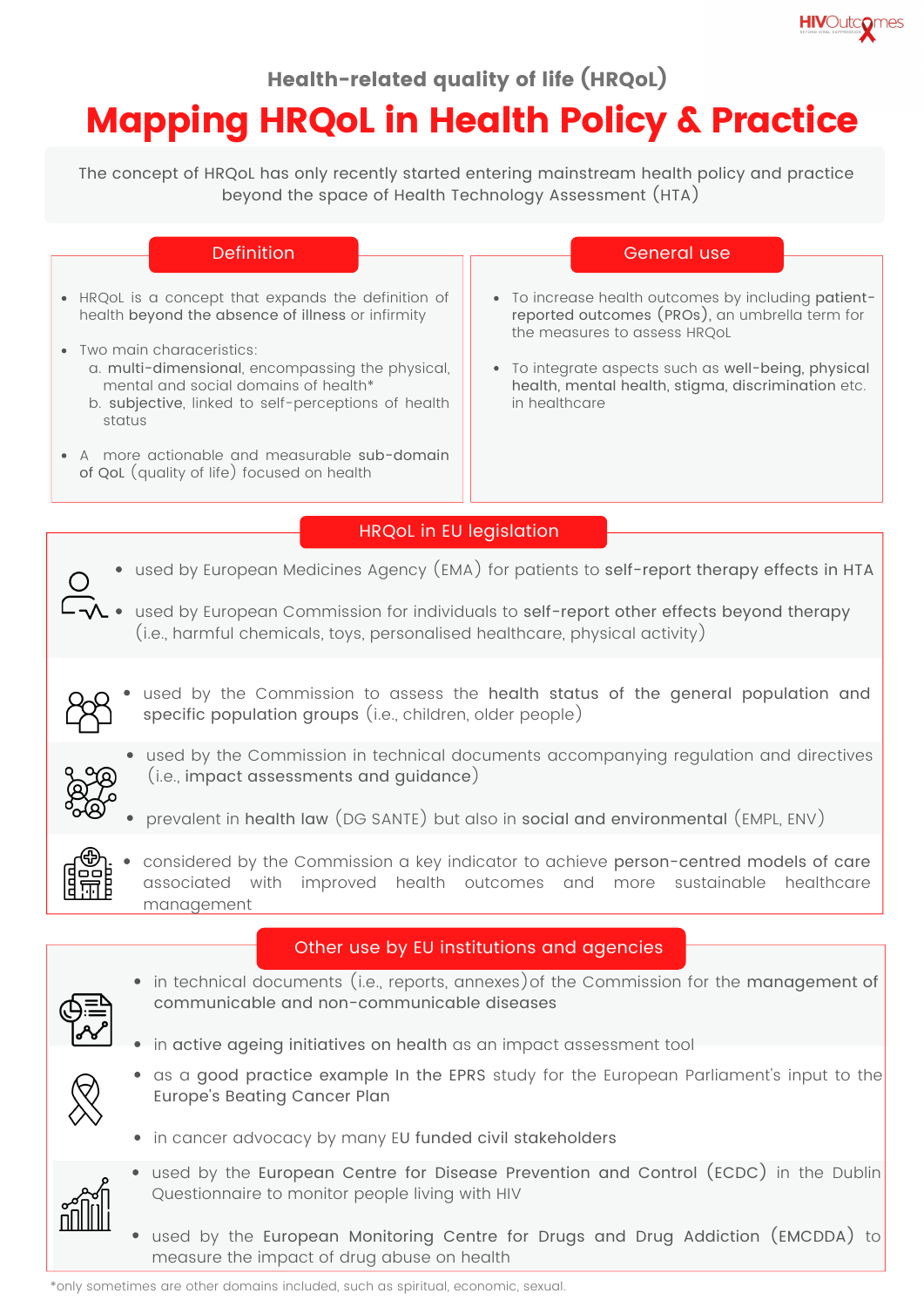## Health-related quality of life (HRQoL)

# Mapping HRQoL in Health Policy & Practice

The concept of HRQoL has only recently started entering mainstream health policy and practice beyond the space of Health Technology Assessment (HTA)

### Definition

- HRQoL is a concept that expands the definition of health **beyond the absence of illness** or infirmity
- Two main characeristics:
  a. **multi-dimensional**, encompassing the physical, mental and social domains of health*
  b. **subjective**, linked to self-perceptions of health status
- A more actionable and measurable **sub-domain of QoL** (quality of life) focused on health

### General use

- To increase health outcomes by including **patient-reported outcomes** (PROs), an umbrella term for the measures to assess HRQoL
- To integrate aspects such as **well-being, physical health, mental health, stigma, discrimination** etc. in healthcare

### HRQoL in EU legislation

- used by European Medicines Agency (EMA) for patients to **self-report therapy effects in HTA**
- used by European Commission for individuals to **self-report other effects beyond therapy** (i.e., harmful chemicals, toys, personalised healthcare, physical activity)
- used by the Commission to assess the **health status of the general population and specific population groups** (i.e., children, older people)
- used by the Commission in technical documents accompanying regulation and directives (i.e., **impact assessments and guidance**)
- prevalent in **health law** (DG SANTE) but also in **social and environmental** (EMPL, ENV)
- considered by the Commission a key indicator to achieve **person-centred models of care** associated with improved health outcomes and more sustainable healthcare management

### Other use by EU institutions and agencies

- in technical documents (i.e., reports, annexes) of the Commission for the **management of communicable and non-communicable diseases**
- in **active ageing initiatives on health** as an impact assessment tool
- as a **good practice example In the EPRS** study for the European Parliament's input to the Europe's Beating Cancer Plan
- in cancer advocacy by many EU **funded civil stakeholders**
- used by the **European Centre for Disease Prevention and Control** (ECDC) in the Dublin Questionnaire to monitor people living with HIV
- used by the **European Monitoring Centre for Drugs and Drug Addiction** (EMCDDA) to measure the impact of drug abuse on health

*only sometimes are other domains included, such as spiritual, economic, sexual.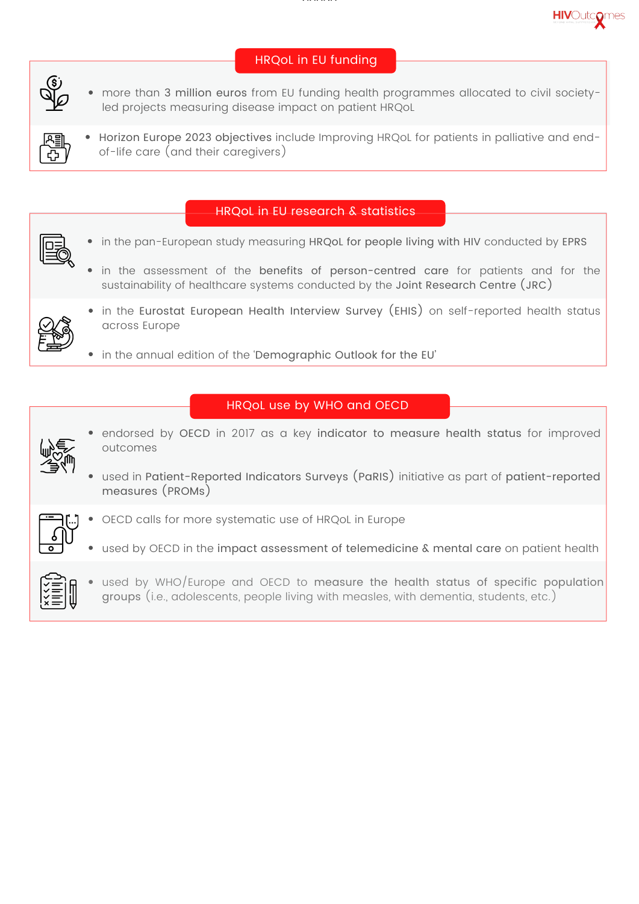## HRQoL in EU funding

- more than **3 million euros** from EU funding health programmes allocated to civil society-led projects measuring disease impact on patient HRQoL
- **Horizon Europe 2023 objectives** include Improving HRQoL for patients in palliative and end-of-life care (and their caregivers)

## HRQoL in EU research & statistics

- in the pan-European study measuring **HRQoL for people living with HIV** conducted by **EPRS**
- in the assessment of the **benefits of person-centred care** for patients and for the sustainability of healthcare systems conducted by the **Joint Research Centre** (JRC)
- in the **Eurostat European Health Interview Survey** (EHIS) on self-reported health status across Europe
- in the annual edition of the '**Demographic Outlook for the EU**'

## HRQoL use by WHO and OECD

- endorsed by **OECD** in 2017 as a key **indicator to measure health status** for improved outcomes
- used in **Patient-Reported Indicators Surveys** (PaRIS) initiative as part of **patient-reported measures** (PROMs)
- OECD calls for more systematic use of HRQoL in Europe
- used by OECD in the **impact assessment of telemedicine & mental care** on patient health
- used by WHO/Europe and OECD to **measure the health status of specific population groups** (i.e., adolescents, people living with measles, with dementia, students, etc.)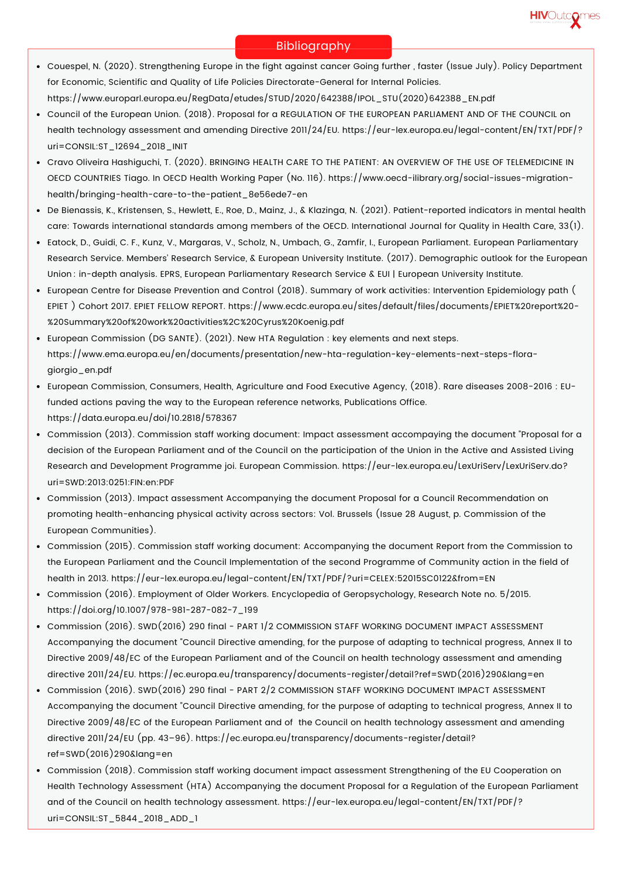## Bibliography

- Couespel, N. (2020). Strengthening Europe in the fight against cancer Going further , faster (Issue July). Policy Department for Economic, Scientific and Quality of Life Policies Directorate-General for Internal Policies. https://www.europarl.europa.eu/RegData/etudes/STUD/2020/642388/IPOL_STU(2020)642388_EN.pdf
- Council of the European Union. (2018). Proposal for a REGULATION OF THE EUROPEAN PARLIAMENT AND OF THE COUNCIL on health technology assessment and amending Directive 2011/24/EU. https://eur-lex.europa.eu/legal-content/EN/TXT/PDF/?uri=CONSIL:ST_12694_2018_INIT
- Cravo Oliveira Hashiguchi, T. (2020). BRINGING HEALTH CARE TO THE PATIENT: AN OVERVIEW OF THE USE OF TELEMEDICINE IN OECD COUNTRIES Tiago. In OECD Health Working Paper (No. 116). https://www.oecd-ilibrary.org/social-issues-migration-health/bringing-health-care-to-the-patient_8e56ede7-en
- De Bienassis, K., Kristensen, S., Hewlett, E., Roe, D., Mainz, J., & Klazinga, N. (2021). Patient-reported indicators in mental health care: Towards international standards among members of the OECD. International Journal for Quality in Health Care, 33(1).
- Eatock, D., Guidi, C. F., Kunz, V., Margaras, V., Scholz, N., Umbach, G., Zamfir, I., European Parliament. European Parliamentary Research Service. Members' Research Service, & European University Institute. (2017). Demographic outlook for the European Union : in-depth analysis. EPRS, European Parliamentary Research Service & EUI | European University Institute.
- European Centre for Disease Prevention and Control (2018). Summary of work activities: Intervention Epidemiology path ( EPIET ) Cohort 2017. EPIET FELLOW REPORT. https://www.ecdc.europa.eu/sites/default/files/documents/EPIET%20report%20-%20Summary%20of%20work%20activities%2C%20Cyrus%20Koenig.pdf
- European Commission (DG SANTE). (2021). New HTA Regulation : key elements and next steps. https://www.ema.europa.eu/en/documents/presentation/new-hta-regulation-key-elements-next-steps-flora-giorgio_en.pdf
- European Commission, Consumers, Health, Agriculture and Food Executive Agency, (2018). Rare diseases 2008-2016 : EU-funded actions paving the way to the European reference networks, Publications Office. https://data.europa.eu/doi/10.2818/578367
- Commission (2013). Commission staff working document: Impact assessment accompaying the document "Proposal for a decision of the European Parliament and of the Council on the participation of the Union in the Active and Assisted Living Research and Development Programme joi. European Commission. https://eur-lex.europa.eu/LexUriServ/LexUriServ.do?uri=SWD:2013:0251:FIN:en:PDF
- Commission (2013). Impact assessment Accompanying the document Proposal for a Council Recommendation on promoting health-enhancing physical activity across sectors: Vol. Brussels (Issue 28 August, p. Commission of the European Communities).
- Commission (2015). Commission staff working document: Accompanying the document Report from the Commission to the European Parliament and the Council Implementation of the second Programme of Community action in the field of health in 2013. https://eur-lex.europa.eu/legal-content/EN/TXT/PDF/?uri=CELEX:52015SC0122&from=EN
- Commission (2016). Employment of Older Workers. Encyclopedia of Geropsychology, Research Note no. 5/2015. https://doi.org/10.1007/978-981-287-082-7_199
- Commission (2016). SWD(2016) 290 final - PART 1/2 COMMISSION STAFF WORKING DOCUMENT IMPACT ASSESSMENT Accompanying the document "Council Directive amending, for the purpose of adapting to technical progress, Annex II to Directive 2009/48/EC of the European Parliament and of the Council on health technology assessment and amending directive 2011/24/EU. https://ec.europa.eu/transparency/documents-register/detail?ref=SWD(2016)290&lang=en
- Commission (2016). SWD(2016) 290 final - PART 2/2 COMMISSION STAFF WORKING DOCUMENT IMPACT ASSESSMENT Accompanying the document "Council Directive amending, for the purpose of adapting to technical progress, Annex II to Directive 2009/48/EC of the European Parliament and of the Council on health technology assessment and amending directive 2011/24/EU (pp. 43–96). https://ec.europa.eu/transparency/documents-register/detail?ref=SWD(2016)290&lang=en
- Commission (2018). Commission staff working document impact assessment Strengthening of the EU Cooperation on Health Technology Assessment (HTA) Accompanying the document Proposal for a Regulation of the European Parliament and of the Council on health technology assessment. https://eur-lex.europa.eu/legal-content/EN/TXT/PDF/?uri=CONSIL:ST_5844_2018_ADD_1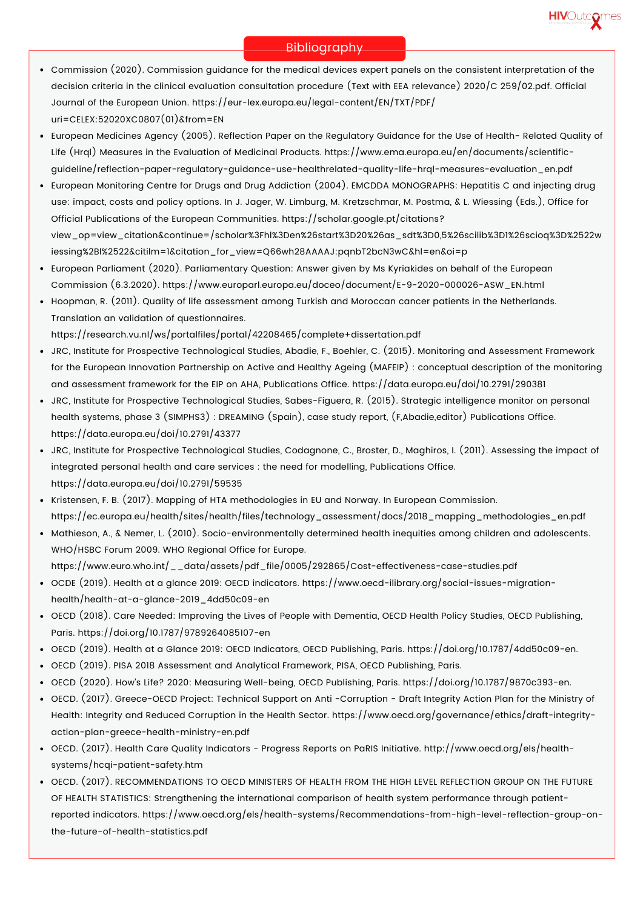## Bibliography

- Commission (2020). Commission guidance for the medical devices expert panels on the consistent interpretation of the decision criteria in the clinical evaluation consultation procedure (Text with EEA relevance) 2020/C 259/02.pdf. Official Journal of the European Union. https://eur-lex.europa.eu/legal-content/EN/TXT/PDF/uri=CELEX:52020XC0807(01)&from=EN
- European Medicines Agency (2005). Reflection Paper on the Regulatory Guidance for the Use of Health- Related Quality of Life (Hrql) Measures in the Evaluation of Medicinal Products. https://www.ema.europa.eu/en/documents/scientific-guideline/reflection-paper-regulatory-guidance-use-healthrelated-quality-life-hrql-measures-evaluation_en.pdf
- European Monitoring Centre for Drugs and Drug Addiction (2004). EMCDDA MONOGRAPHS: Hepatitis C and injecting drug use: impact, costs and policy options. In J. Jager, W. Limburg, M. Kretzschmar, M. Postma, & L. Wiessing (Eds.), Office for Official Publications of the European Communities. https://scholar.google.pt/citations?view_op=view_citation&continue=/scholar%3Fhl%3Den%26start%3D20%26as_sdt%3D0,5%26scilib%3D1%26scioq%3D%2522wiessing%2Bl%2522&citilm=1&citation_for_view=Q66wh28AAAAJ:pqnbT2bcN3wC&hl=en&oi=p
- European Parliament (2020). Parliamentary Question: Answer given by Ms Kyriakides on behalf of the European Commission (6.3.2020). https://www.europarl.europa.eu/doceo/document/E-9-2020-000026-ASW_EN.html
- Hoopman, R. (2011). Quality of life assessment among Turkish and Moroccan cancer patients in the Netherlands. Translation an validation of questionnaires. https://research.vu.nl/ws/portalfiles/portal/42208465/complete+dissertation.pdf
- JRC, Institute for Prospective Technological Studies, Abadie, F., Boehler, C. (2015). Monitoring and Assessment Framework for the European Innovation Partnership on Active and Healthy Ageing (MAFEIP) : conceptual description of the monitoring and assessment framework for the EIP on AHA, Publications Office. https://data.europa.eu/doi/10.2791/290381
- JRC, Institute for Prospective Technological Studies, Sabes-Figuera, R. (2015). Strategic intelligence monitor on personal health systems, phase 3 (SIMPHS3) : DREAMING (Spain), case study report, (F,Abadie,editor) Publications Office. https://data.europa.eu/doi/10.2791/43377
- JRC, Institute for Prospective Technological Studies, Codagnone, C., Broster, D., Maghiros, I. (2011). Assessing the impact of integrated personal health and care services : the need for modelling, Publications Office. https://data.europa.eu/doi/10.2791/59535
- Kristensen, F. B. (2017). Mapping of HTA methodologies in EU and Norway. In European Commission. https://ec.europa.eu/health/sites/health/files/technology_assessment/docs/2018_mapping_methodologies_en.pdf
- Mathieson, A., & Nemer, L. (2010). Socio-environmentally determined health inequities among children and adolescents. WHO/HSBC Forum 2009. WHO Regional Office for Europe. https://www.euro.who.int/__data/assets/pdf_file/0005/292865/Cost-effectiveness-case-studies.pdf
- OCDE (2019). Health at a glance 2019: OECD indicators. https://www.oecd-ilibrary.org/social-issues-migration-health/health-at-a-glance-2019_4dd50c09-en
- OECD (2018). Care Needed: Improving the Lives of People with Dementia, OECD Health Policy Studies, OECD Publishing, Paris. https://doi.org/10.1787/9789264085107-en
- OECD (2019). Health at a Glance 2019: OECD Indicators, OECD Publishing, Paris. https://doi.org/10.1787/4dd50c09-en.
- OECD (2019). PISA 2018 Assessment and Analytical Framework, PISA, OECD Publishing, Paris.
- OECD (2020). How's Life? 2020: Measuring Well-being, OECD Publishing, Paris. https://doi.org/10.1787/9870c393-en.
- OECD. (2017). Greece-OECD Project: Technical Support on Anti -Corruption - Draft Integrity Action Plan for the Ministry of Health: Integrity and Reduced Corruption in the Health Sector. https://www.oecd.org/governance/ethics/draft-integrity-action-plan-greece-health-ministry-en.pdf
- OECD. (2017). Health Care Quality Indicators - Progress Reports on PaRIS Initiative. http://www.oecd.org/els/health-systems/hcqi-patient-safety.htm
- OECD. (2017). RECOMMENDATIONS TO OECD MINISTERS OF HEALTH FROM THE HIGH LEVEL REFLECTION GROUP ON THE FUTURE OF HEALTH STATISTICS: Strengthening the international comparison of health system performance through patient-reported indicators. https://www.oecd.org/els/health-systems/Recommendations-from-high-level-reflection-group-on-the-future-of-health-statistics.pdf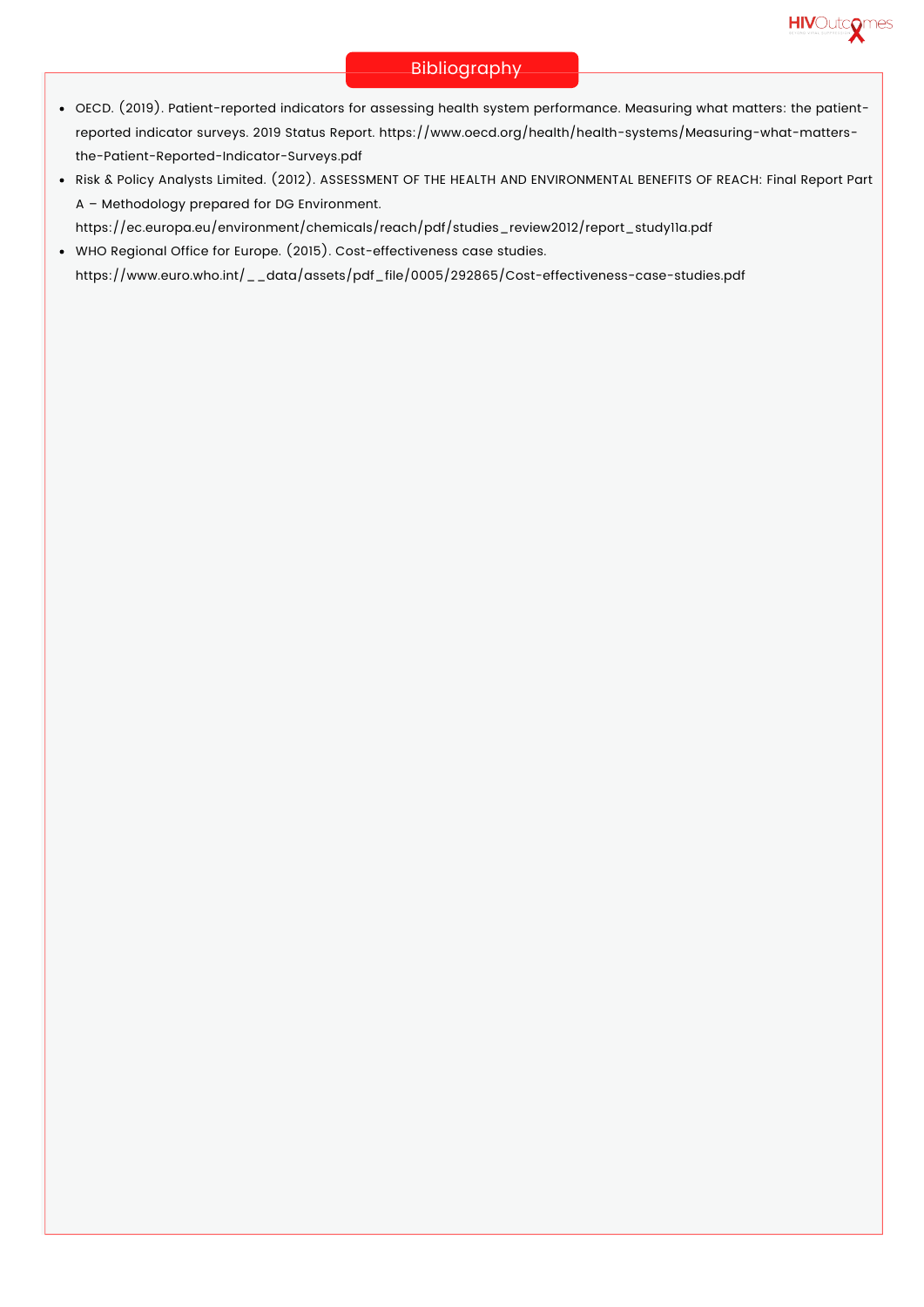## Bibliography

- OECD. (2019). Patient-reported indicators for assessing health system performance. Measuring what matters: the patient-reported indicator surveys. 2019 Status Report. https://www.oecd.org/health/health-systems/Measuring-what-matters-the-Patient-Reported-Indicator-Surveys.pdf
- Risk & Policy Analysts Limited. (2012). ASSESSMENT OF THE HEALTH AND ENVIRONMENTAL BENEFITS OF REACH: Final Report Part A – Methodology prepared for DG Environment. https://ec.europa.eu/environment/chemicals/reach/pdf/studies_review2012/report_study11a.pdf
- WHO Regional Office for Europe. (2015). Cost-effectiveness case studies. https://www.euro.who.int/__data/assets/pdf_file/0005/292865/Cost-effectiveness-case-studies.pdf